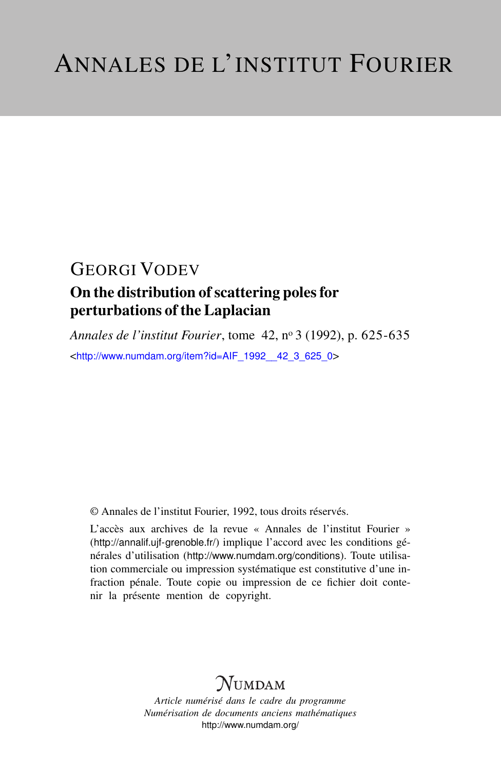# ANNALES DE L'INSTITUT FOURIER

GEORGI VODEV

## On the distribution of scattering poles for perturbations of the Laplacian

*Annales de l'institut Fourier*, tome 42, nº 3 (1992), p. 625-635

<http://www.numdam.org/item?id=AIF_1992__42_3_625_0>

© Annales de l'institut Fourier, 1992, tous droits réservés.

L'accès aux archives de la revue « Annales de l'institut Fourier » (http://annalif.ujf-grenoble.fr/) implique l'accord avec les conditions générales d'utilisation (http://www.numdam.org/conditions). Toute utilisation commerciale ou impression systématique est constitutive d'une infraction pénale. Toute copie ou impression de ce fichier doit contenir la présente mention de copyright.

NUMDAM

*Article numérisé dans le cadre du programme*
*Numérisation de documents anciens mathématiques*
http://www.numdam.org/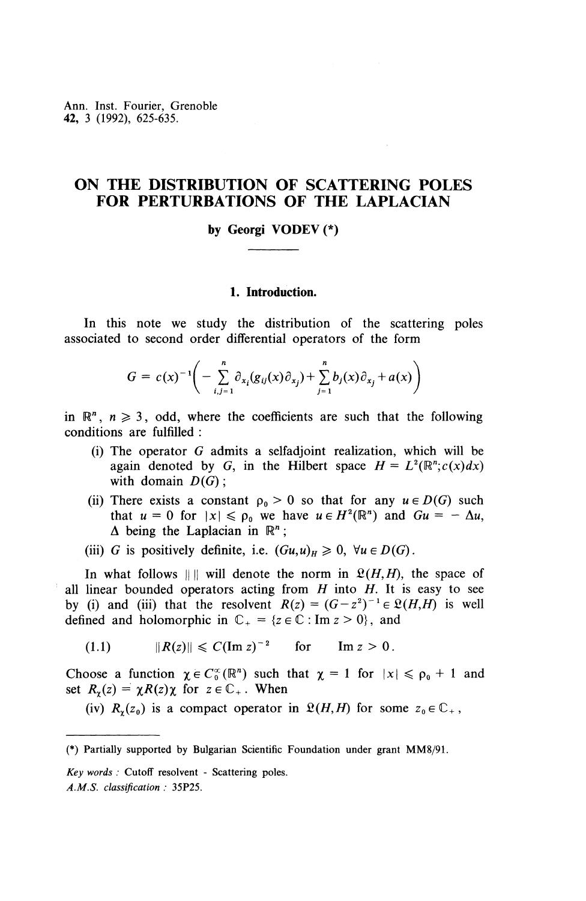Ann. Inst. Fourier, Grenoble
42, 3 (1992), 625-635.

# ON THE DISTRIBUTION OF SCATTERING POLES FOR PERTURBATIONS OF THE LAPLACIAN

**by Georgi VODEV (\*)**

## 1. Introduction.

In this note we study the distribution of the scattering poles associated to second order differential operators of the form

$$G = c(x)^{-1}\left( - \sum_{i,j=1}^{n} \partial_{x_i}(g_{ij}(x)\partial_{x_j}) + \sum_{j=1}^{n} b_j(x)\partial_{x_j} + a(x)\right)$$

in $\mathbb{R}^n$, $n \geqslant 3$, odd, where the coefficients are such that the following conditions are fulfilled :

(i) The operator $G$ admits a selfadjoint realization, which will be again denoted by $G$, in the Hilbert space $H = L^2(\mathbb{R}^n; c(x)dx)$ with domain $D(G)$ ;

(ii) There exists a constant $\rho_0 > 0$ so that for any $u \in D(G)$ such that $u = 0$ for $|x| \leqslant \rho_0$ we have $u \in H^2(\mathbb{R}^n)$ and $Gu = -\Delta u$, $\Delta$ being the Laplacian in $\mathbb{R}^n$ ;

(iii) $G$ is positively definite, i.e. $(Gu,u)_H \geqslant 0$, $\forall u \in D(G)$.

In what follows $\| \ \|$ will denote the norm in $\mathfrak{L}(H,H)$, the space of all linear bounded operators acting from $H$ into $H$. It is easy to see by (i) and (iii) that the resolvent $R(z) = (G - z^2)^{-1} \in \mathfrak{L}(H,H)$ is well defined and holomorphic in $\mathbb{C}_+ = \{z \in \mathbb{C} : \operatorname{Im} z > 0\}$, and

$$(1.1) \qquad \|R(z)\| \leqslant C(\operatorname{Im} z)^{-2} \quad \text{for} \quad \operatorname{Im} z > 0.$$

Choose a function $\chi \in C_0^\infty(\mathbb{R}^n)$ such that $\chi = 1$ for $|x| \leqslant \rho_0 + 1$ and set $R_\chi(z) = \chi R(z)\chi$ for $z \in \mathbb{C}_+$. When

(iv) $R_\chi(z_0)$ is a compact operator in $\mathfrak{L}(H,H)$ for some $z_0 \in \mathbb{C}_+$,

---

(\*) Partially supported by Bulgarian Scientific Foundation under grant MM8/91.

*Key words* : Cutoff resolvent - Scattering poles.
*A.M.S. classification* : 35P25.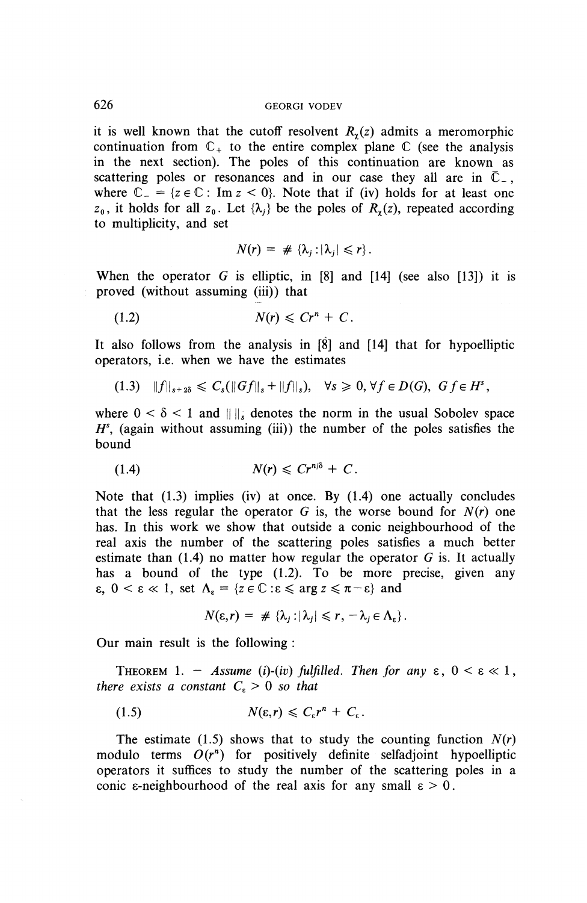it is well known that the cutoff resolvent $R_\chi(z)$ admits a meromorphic continuation from $\mathbb{C}_+$ to the entire complex plane $\mathbb{C}$ (see the analysis in the next section). The poles of this continuation are known as scattering poles or resonances and in our case they all are in $\bar{\mathbb{C}}_-$, where $\mathbb{C}_- = \{z \in \mathbb{C} : \operatorname{Im} z < 0\}$. Note that if (iv) holds for at least one $z_0$, it holds for all $z_0$. Let $\{\lambda_j\}$ be the poles of $R_\chi(z)$, repeated according to multiplicity, and set

$$N(r) = \# \{\lambda_j : |\lambda_j| \leqslant r\}.$$

When the operator $G$ is elliptic, in [8] and [14] (see also [13]) it is proved (without assuming (iii)) that

$$N(r) \leqslant Cr^n + C. \tag{1.2}$$

It also follows from the analysis in [8] and [14] that for hypoelliptic operators, i.e. when we have the estimates

$$\|f\|_{s+2\delta} \leqslant C_s(\|Gf\|_s + \|f\|_s), \quad \forall s \geqslant 0, \forall f \in D(G),\ Gf \in H^s, \tag{1.3}$$

where $0 < \delta < 1$ and $\|\ \|_s$ denotes the norm in the usual Sobolev space $H^s$, (again without assuming (iii)) the number of the poles satisfies the bound

$$N(r) \leqslant Cr^{n/\delta} + C. \tag{1.4}$$

Note that (1.3) implies (iv) at once. By (1.4) one actually concludes that the less regular the operator $G$ is, the worse bound for $N(r)$ one has. In this work we show that outside a conic neighbourhood of the real axis the number of the scattering poles satisfies a much better estimate than (1.4) no matter how regular the operator $G$ is. It actually has a bound of the type (1.2). To be more precise, given any $\varepsilon$, $0 < \varepsilon \ll 1$, set $\Lambda_\varepsilon = \{z \in \mathbb{C} : \varepsilon \leqslant \arg z \leqslant \pi - \varepsilon\}$ and

$$N(\varepsilon, r) = \# \{\lambda_j : |\lambda_j| \leqslant r,\ -\lambda_j \in \Lambda_\varepsilon\}.$$

Our main result is the following :

THEOREM 1. — *Assume (i)-(iv) fulfilled. Then for any $\varepsilon$, $0 < \varepsilon \ll 1$, there exists a constant $C_\varepsilon > 0$ so that*

$$N(\varepsilon, r) \leqslant C_\varepsilon r^n + C_\varepsilon. \tag{1.5}$$

The estimate (1.5) shows that to study the counting function $N(r)$ modulo terms $O(r^n)$ for positively definite selfadjoint hypoelliptic operators it suffices to study the number of the scattering poles in a conic $\varepsilon$-neighbourhood of the real axis for any small $\varepsilon > 0$.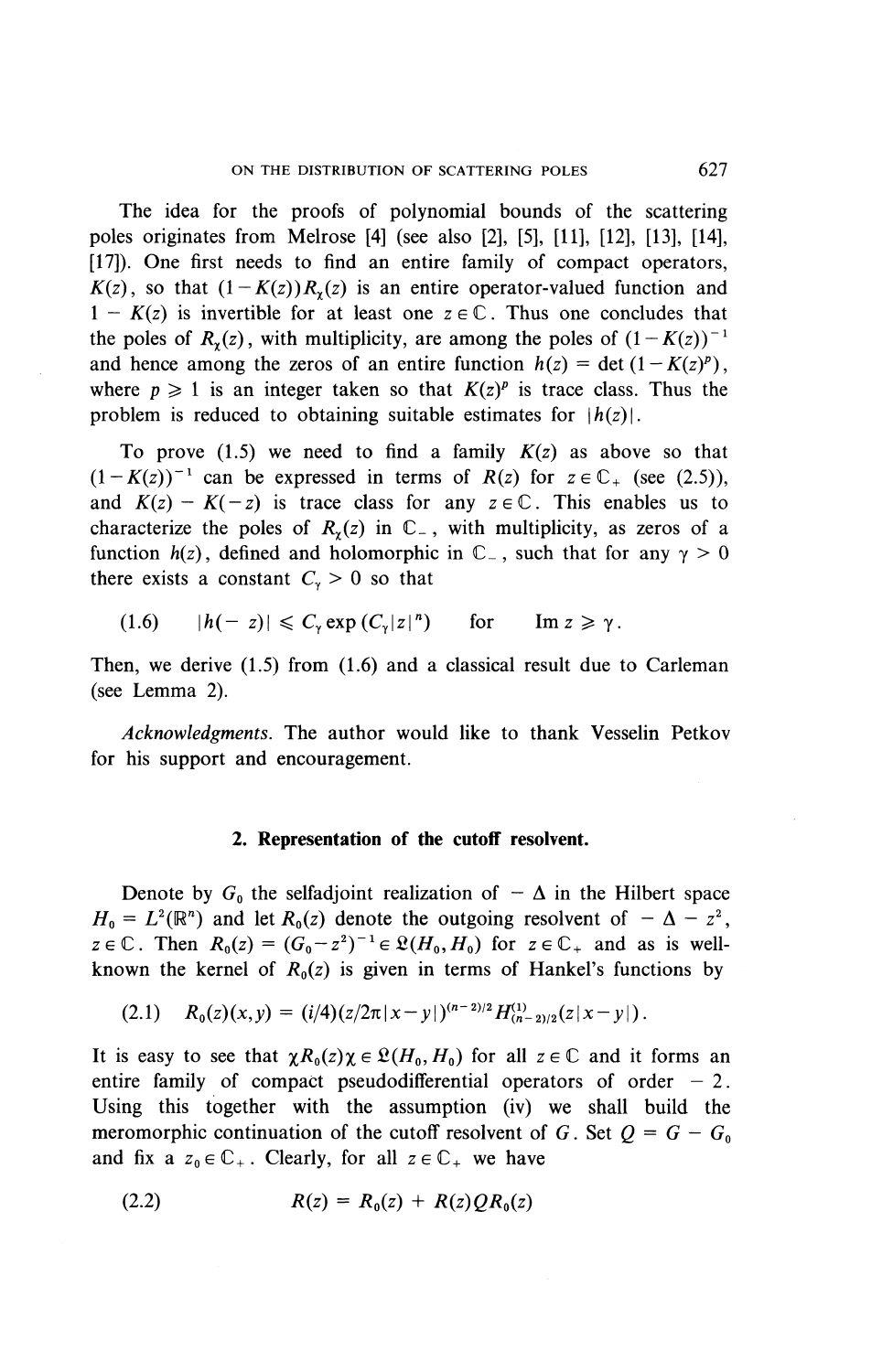The idea for the proofs of polynomial bounds of the scattering poles originates from Melrose [4] (see also [2], [5], [11], [12], [13], [14], [17]). One first needs to find an entire family of compact operators, $K(z)$, so that $(1-K(z))R_\chi(z)$ is an entire operator-valued function and $1 - K(z)$ is invertible for at least one $z \in \mathbb{C}$. Thus one concludes that the poles of $R_\chi(z)$, with multiplicity, are among the poles of $(1-K(z))^{-1}$ and hence among the zeros of an entire function $h(z) = \det(1-K(z)^p)$, where $p \geqslant 1$ is an integer taken so that $K(z)^p$ is trace class. Thus the problem is reduced to obtaining suitable estimates for $|h(z)|$.

To prove (1.5) we need to find a family $K(z)$ as above so that $(1-K(z))^{-1}$ can be expressed in terms of $R(z)$ for $z \in \mathbb{C}_+$ (see (2.5)), and $K(z) - K(-z)$ is trace class for any $z \in \mathbb{C}$. This enables us to characterize the poles of $R_\chi(z)$ in $\mathbb{C}_-$, with multiplicity, as zeros of a function $h(z)$, defined and holomorphic in $\mathbb{C}_-$, such that for any $\gamma > 0$ there exists a constant $C_\gamma > 0$ so that

$$|h(-z)| \leqslant C_\gamma \exp(C_\gamma |z|^n) \quad \text{for} \quad \operatorname{Im} z \geqslant \gamma. \tag{1.6}$$

Then, we derive (1.5) from (1.6) and a classical result due to Carleman (see Lemma 2).

*Acknowledgments.* The author would like to thank Vesselin Petkov for his support and encouragement.

## 2. Representation of the cutoff resolvent.

Denote by $G_0$ the selfadjoint realization of $-\Delta$ in the Hilbert space $H_0 = L^2(\mathbb{R}^n)$ and let $R_0(z)$ denote the outgoing resolvent of $-\Delta - z^2$, $z \in \mathbb{C}$. Then $R_0(z) = (G_0 - z^2)^{-1} \in \mathfrak{L}(H_0, H_0)$ for $z \in \mathbb{C}_+$ and as is well-known the kernel of $R_0(z)$ is given in terms of Hankel's functions by

$$R_0(z)(x,y) = (i/4)(z/2\pi|x-y|)^{(n-2)/2} H^{(1)}_{(n-2)/2}(z|x-y|). \tag{2.1}$$

It is easy to see that $\chi R_0(z)\chi \in \mathfrak{L}(H_0, H_0)$ for all $z \in \mathbb{C}$ and it forms an entire family of compact pseudodifferential operators of order $-2$. Using this together with the assumption (iv) we shall build the meromorphic continuation of the cutoff resolvent of $G$. Set $Q = G - G_0$ and fix a $z_0 \in \mathbb{C}_+$. Clearly, for all $z \in \mathbb{C}_+$ we have

$$R(z) = R_0(z) + R(z)QR_0(z) \tag{2.2}$$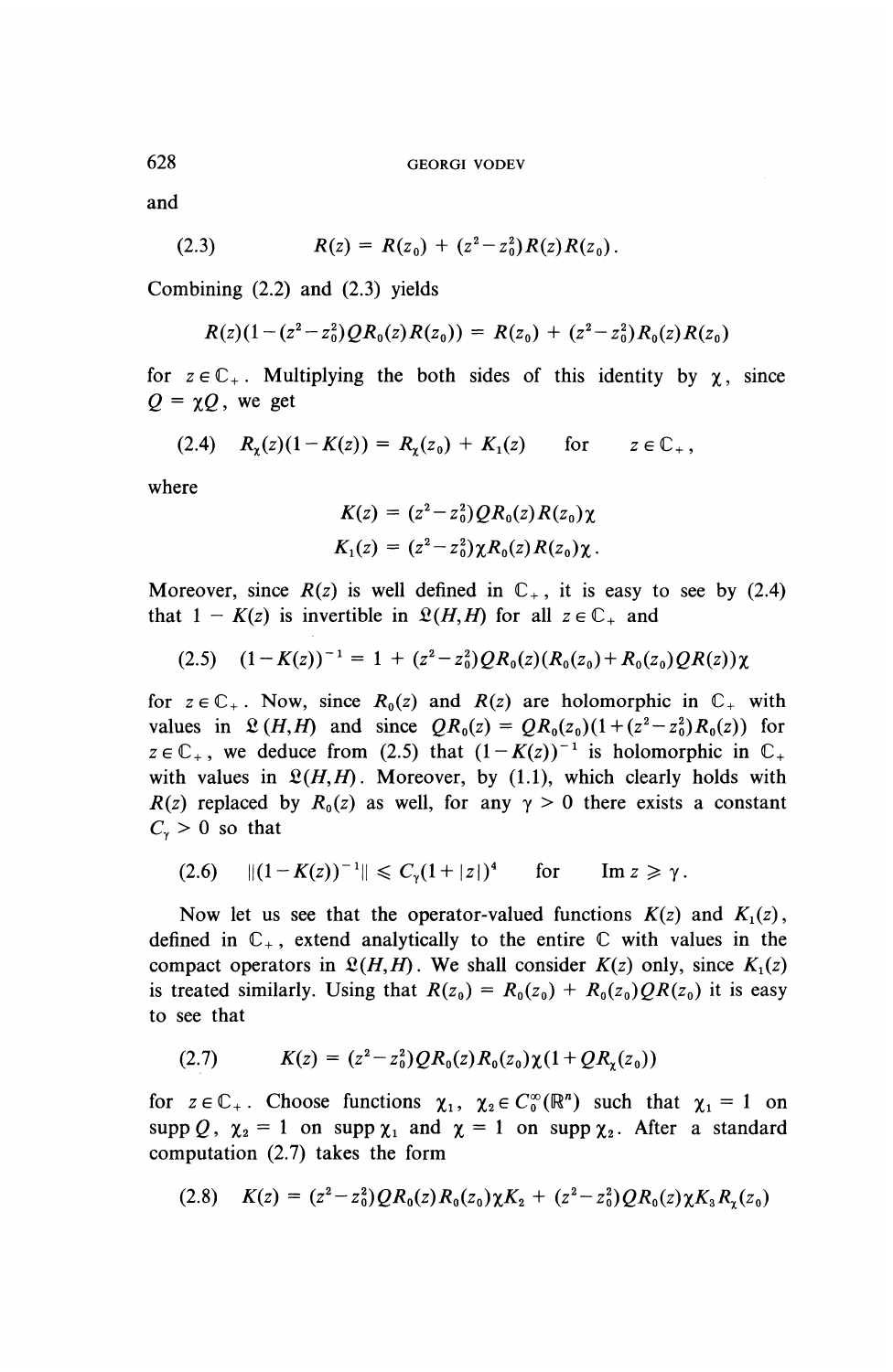and

$$R(z) = R(z_0) + (z^2 - z_0^2)R(z)R(z_0). \tag{2.3}$$

Combining (2.2) and (2.3) yields

$$R(z)(1-(z^2-z_0^2)QR_0(z)R(z_0)) = R(z_0) + (z^2-z_0^2)R_0(z)R(z_0)$$

for $z \in \mathbb{C}_+$. Multiplying the both sides of this identity by $\chi$, since $Q = \chi Q$, we get

$$R_\chi(z)(1-K(z)) = R_\chi(z_0) + K_1(z) \quad \text{for} \quad z \in \mathbb{C}_+, \tag{2.4}$$

where

$$K(z) = (z^2-z_0^2)QR_0(z)R(z_0)\chi$$
$$K_1(z) = (z^2-z_0^2)\chi R_0(z)R(z_0)\chi.$$

Moreover, since $R(z)$ is well defined in $\mathbb{C}_+$, it is easy to see by (2.4) that $1 - K(z)$ is invertible in $\mathfrak{L}(H,H)$ for all $z \in \mathbb{C}_+$ and

$$(1-K(z))^{-1} = 1 + (z^2-z_0^2)QR_0(z)(R_0(z_0)+R_0(z_0)QR(z))\chi \tag{2.5}$$

for $z \in \mathbb{C}_+$. Now, since $R_0(z)$ and $R(z)$ are holomorphic in $\mathbb{C}_+$ with values in $\mathfrak{L}(H,H)$ and since $QR_0(z) = QR_0(z_0)(1+(z^2-z_0^2)R_0(z))$ for $z \in \mathbb{C}_+$, we deduce from (2.5) that $(1-K(z))^{-1}$ is holomorphic in $\mathbb{C}_+$ with values in $\mathfrak{L}(H,H)$. Moreover, by (1.1), which clearly holds with $R(z)$ replaced by $R_0(z)$ as well, for any $\gamma > 0$ there exists a constant $C_\gamma > 0$ so that

$$\|(1-K(z))^{-1}\| \leqslant C_\gamma(1+|z|)^4 \quad \text{for} \quad \operatorname{Im} z \geqslant \gamma. \tag{2.6}$$

Now let us see that the operator-valued functions $K(z)$ and $K_1(z)$, defined in $\mathbb{C}_+$, extend analytically to the entire $\mathbb{C}$ with values in the compact operators in $\mathfrak{L}(H,H)$. We shall consider $K(z)$ only, since $K_1(z)$ is treated similarly. Using that $R(z_0) = R_0(z_0) + R_0(z_0)QR(z_0)$ it is easy to see that

$$K(z) = (z^2-z_0^2)QR_0(z)R_0(z_0)\chi(1+QR_\chi(z_0)) \tag{2.7}$$

for $z \in \mathbb{C}_+$. Choose functions $\chi_1$, $\chi_2 \in C_0^\infty(\mathbb{R}^n)$ such that $\chi_1 = 1$ on $\operatorname{supp} Q$, $\chi_2 = 1$ on $\operatorname{supp}\chi_1$ and $\chi = 1$ on $\operatorname{supp}\chi_2$. After a standard computation (2.7) takes the form

$$K(z) = (z^2-z_0^2)QR_0(z)R_0(z_0)\chi K_2 + (z^2-z_0^2)QR_0(z)\chi K_3 R_\chi(z_0) \tag{2.8}$$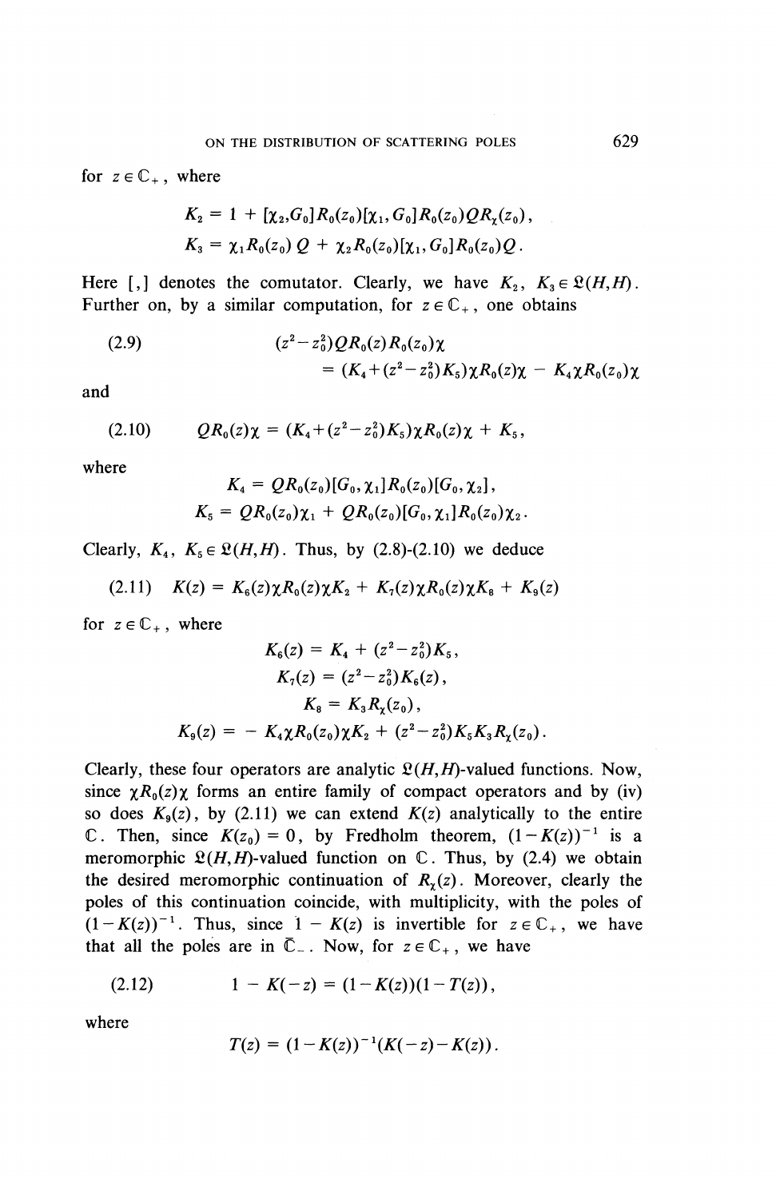for $z \in \mathbb{C}_+$, where

$$K_2 = 1 + [\chi_2, G_0] R_0(z_0) [\chi_1, G_0] R_0(z_0) Q R_\chi(z_0),$$
$$K_3 = \chi_1 R_0(z_0)\, Q + \chi_2 R_0(z_0) [\chi_1, G_0] R_0(z_0) Q.$$

Here $[,]$ denotes the comutator. Clearly, we have $K_2,\ K_3 \in \mathfrak{L}(H,H)$. Further on, by a similar computation, for $z \in \mathbb{C}_+$, one obtains

$$(2.9) \qquad (z^2 - z_0^2) Q R_0(z) R_0(z_0) \chi = (K_4 + (z^2 - z_0^2) K_5) \chi R_0(z) \chi - K_4 \chi R_0(z_0) \chi$$

and

$$(2.10) \qquad Q R_0(z) \chi = (K_4 + (z^2 - z_0^2) K_5) \chi R_0(z) \chi + K_5,$$

where

$$K_4 = Q R_0(z_0) [G_0, \chi_1] R_0(z_0) [G_0, \chi_2],$$
$$K_5 = Q R_0(z_0) \chi_1 + Q R_0(z_0) [G_0, \chi_1] R_0(z_0) \chi_2.$$

Clearly, $K_4,\ K_5 \in \mathfrak{L}(H,H)$. Thus, by (2.8)-(2.10) we deduce

$$(2.11) \qquad K(z) = K_6(z) \chi R_0(z) \chi K_2 + K_7(z) \chi R_0(z) \chi K_8 + K_9(z)$$

for $z \in \mathbb{C}_+$, where

$$K_6(z) = K_4 + (z^2 - z_0^2) K_5,$$
$$K_7(z) = (z^2 - z_0^2) K_6(z),$$
$$K_8 = K_3 R_\chi(z_0),$$
$$K_9(z) = -K_4 \chi R_0(z_0) \chi K_2 + (z^2 - z_0^2) K_5 K_3 R_\chi(z_0).$$

Clearly, these four operators are analytic $\mathfrak{L}(H,H)$-valued functions. Now, since $\chi R_0(z) \chi$ forms an entire family of compact operators and by (iv) so does $K_9(z)$, by (2.11) we can extend $K(z)$ analytically to the entire $\mathbb{C}$. Then, since $K(z_0) = 0$, by Fredholm theorem, $(1 - K(z))^{-1}$ is a meromorphic $\mathfrak{L}(H,H)$-valued function on $\mathbb{C}$. Thus, by (2.4) we obtain the desired meromorphic continuation of $R_\chi(z)$. Moreover, clearly the poles of this continuation coincide, with multiplicity, with the poles of $(1 - K(z))^{-1}$. Thus, since $1 - K(z)$ is invertible for $z \in \mathbb{C}_+$, we have that all the poles are in $\overline{\mathbb{C}}_-$. Now, for $z \in \mathbb{C}_+$, we have

$$(2.12) \qquad 1 - K(-z) = (1 - K(z))(1 - T(z)),$$

where

$$T(z) = (1 - K(z))^{-1} (K(-z) - K(z)).$$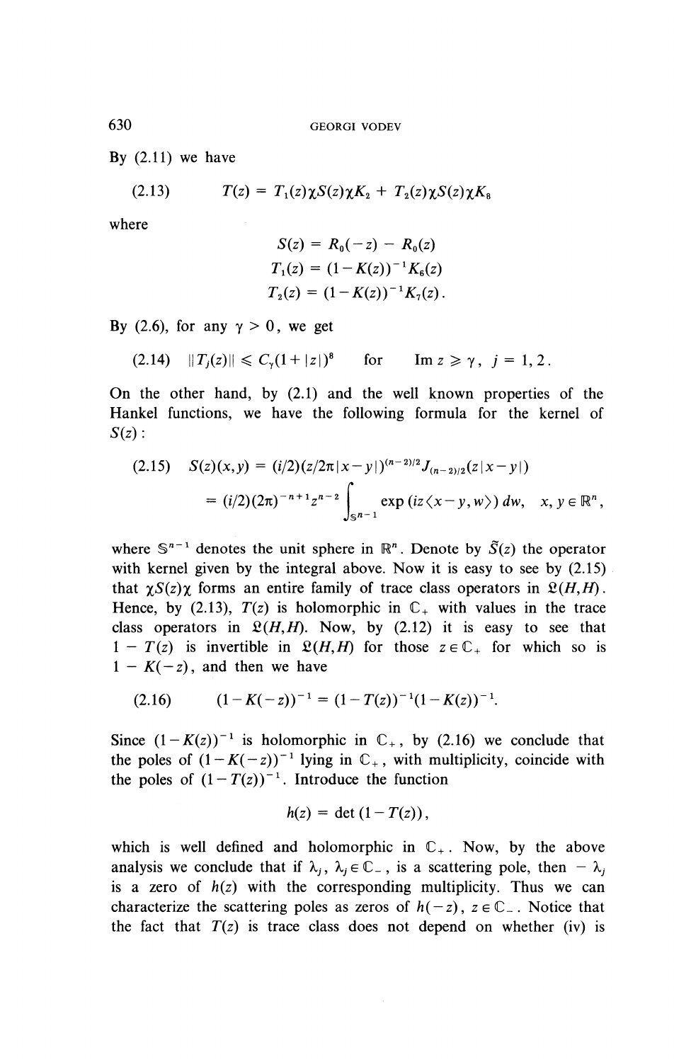By (2.11) we have

$$T(z) = T_1(z)\chi S(z)\chi K_2 + T_2(z)\chi S(z)\chi K_8 \tag{2.13}$$

where

$$S(z) = R_0(-z) - R_0(z)$$
$$T_1(z) = (1-K(z))^{-1}K_6(z)$$
$$T_2(z) = (1-K(z))^{-1}K_7(z).$$

By (2.6), for any $\gamma > 0$, we get

$$\|T_j(z)\| \leqslant C_\gamma(1+|z|)^8 \quad \text{for} \quad \operatorname{Im} z \geqslant \gamma, \ j = 1, 2. \tag{2.14}$$

On the other hand, by (2.1) and the well known properties of the Hankel functions, we have the following formula for the kernel of $S(z)$:

$$\begin{aligned} S(z)(x,y) &= (i/2)(z/2\pi|x-y|)^{(n-2)/2}J_{(n-2)/2}(z|x-y|) \\ &= (i/2)(2\pi)^{-n+1}z^{n-2}\int_{\mathbb{S}^{n-1}} \exp(iz\langle x-y, w\rangle)\,dw, \quad x, y \in \mathbb{R}^n, \end{aligned} \tag{2.15}$$

where $\mathbb{S}^{n-1}$ denotes the unit sphere in $\mathbb{R}^n$. Denote by $\tilde{S}(z)$ the operator with kernel given by the integral above. Now it is easy to see by (2.15) that $\chi S(z)\chi$ forms an entire family of trace class operators in $\mathfrak{L}(H,H)$. Hence, by (2.13), $T(z)$ is holomorphic in $\mathbb{C}_+$ with values in the trace class operators in $\mathfrak{L}(H,H)$. Now, by (2.12) it is easy to see that $1 - T(z)$ is invertible in $\mathfrak{L}(H,H)$ for those $z \in \mathbb{C}_+$ for which so is $1 - K(-z)$, and then we have

$$(1-K(-z))^{-1} = (1-T(z))^{-1}(1-K(z))^{-1}. \tag{2.16}$$

Since $(1-K(z))^{-1}$ is holomorphic in $\mathbb{C}_+$, by (2.16) we conclude that the poles of $(1-K(-z))^{-1}$ lying in $\mathbb{C}_+$, with multiplicity, coincide with the poles of $(1-T(z))^{-1}$. Introduce the function

$$h(z) = \det(1-T(z)),$$

which is well defined and holomorphic in $\mathbb{C}_+$. Now, by the above analysis we conclude that if $\lambda_j$, $\lambda_j \in \mathbb{C}_-$, is a scattering pole, then $-\lambda_j$ is a zero of $h(z)$ with the corresponding multiplicity. Thus we can characterize the scattering poles as zeros of $h(-z)$, $z \in \mathbb{C}_-$. Notice that the fact that $T(z)$ is trace class does not depend on whether (iv) is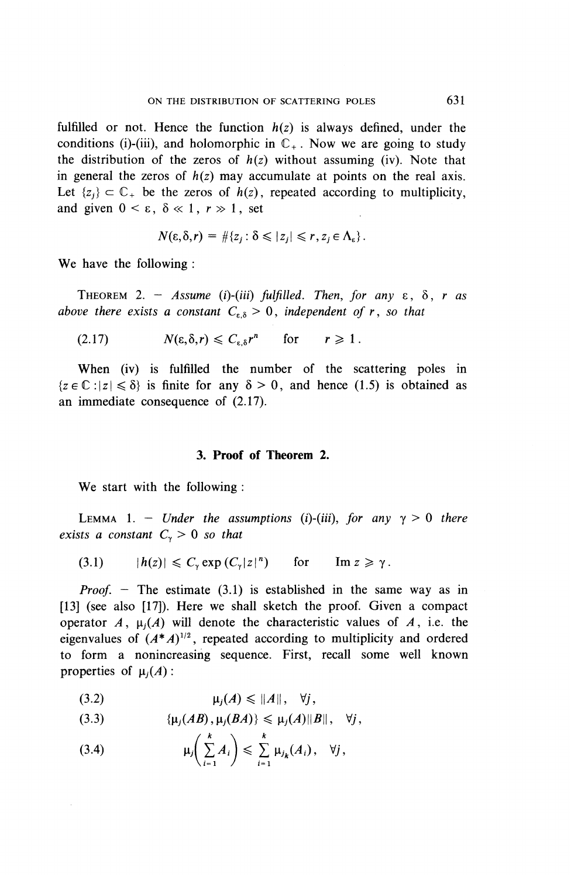fulfilled or not. Hence the function $h(z)$ is always defined, under the conditions (i)-(iii), and holomorphic in $\mathbb{C}_+$. Now we are going to study the distribution of the zeros of $h(z)$ without assuming (iv). Note that in general the zeros of $h(z)$ may accumulate at points on the real axis. Let $\{z_j\} \subset \mathbb{C}_+$ be the zeros of $h(z)$, repeated according to multiplicity, and given $0 < \varepsilon,\ \delta \ll 1,\ r \gg 1$, set

$$N(\varepsilon,\delta,r) = \#\{z_j : \delta \leqslant |z_j| \leqslant r, z_j \in \Lambda_\varepsilon\}.$$

We have the following :

THEOREM 2. — *Assume (i)-(iii) fulfilled. Then, for any $\varepsilon$, $\delta$, $r$ as above there exists a constant $C_{\varepsilon,\delta} > 0$, independent of $r$, so that*

$$N(\varepsilon,\delta,r) \leqslant C_{\varepsilon,\delta} r^n \quad \text{for} \quad r \geqslant 1. \tag{2.17}$$

When (iv) is fulfilled the number of the scattering poles in $\{z \in \mathbb{C} : |z| \leqslant \delta\}$ is finite for any $\delta > 0$, and hence (1.5) is obtained as an immediate consequence of (2.17).

## 3. Proof of Theorem 2.

We start with the following :

LEMMA 1. — *Under the assumptions (i)-(iii), for any $\gamma > 0$ there exists a constant $C_\gamma > 0$ so that*

$$|h(z)| \leqslant C_\gamma \exp(C_\gamma |z|^n) \quad \text{for} \quad \operatorname{Im} z \geqslant \gamma. \tag{3.1}$$

*Proof.* — The estimate (3.1) is established in the same way as in [13] (see also [17]). Here we shall sketch the proof. Given a compact operator $A$, $\mu_j(A)$ will denote the characteristic values of $A$, i.e. the eigenvalues of $(A^*A)^{1/2}$, repeated according to multiplicity and ordered to form a nonincreasing sequence. First, recall some well known properties of $\mu_j(A)$ :

$$\mu_j(A) \leqslant \|A\|, \quad \forall j, \tag{3.2}$$

$$\{\mu_j(AB), \mu_j(BA)\} \leqslant \mu_j(A)\|B\|, \quad \forall j, \tag{3.3}$$

$$\mu_j\left(\sum_{i=1}^k A_i\right) \leqslant \sum_{i=1}^k \mu_{j_k}(A_i), \quad \forall j, \tag{3.4}$$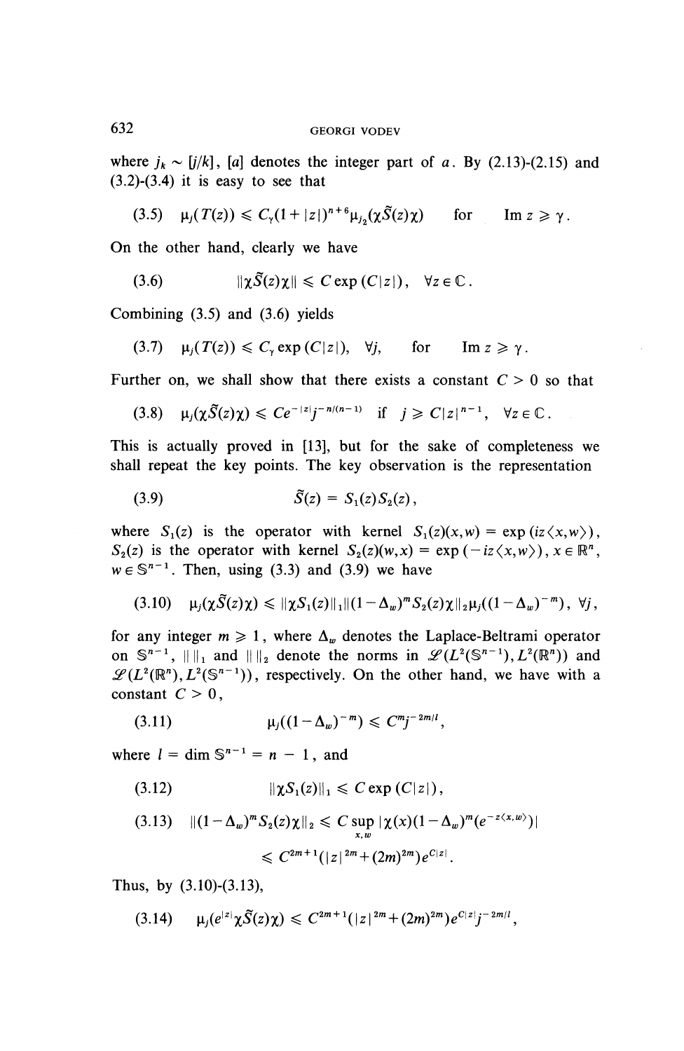where $j_k \sim [j/k]$, $[a]$ denotes the integer part of $a$. By (2.13)-(2.15) and (3.2)-(3.4) it is easy to see that

$$\text{(3.5)} \qquad \mu_j(T(z)) \leqslant C_\gamma(1+|z|)^{n+6}\mu_{j_2}(\chi\tilde{S}(z)\chi) \qquad \text{for} \qquad \operatorname{Im} z \geqslant \gamma.$$

On the other hand, clearly we have

$$\text{(3.6)} \qquad \|\chi\tilde{S}(z)\chi\| \leqslant C\exp(C|z|), \quad \forall z \in \mathbb{C}.$$

Combining (3.5) and (3.6) yields

$$\text{(3.7)} \qquad \mu_j(T(z)) \leqslant C_\gamma \exp(C|z|), \quad \forall j, \qquad \text{for} \qquad \operatorname{Im} z \geqslant \gamma.$$

Further on, we shall show that there exists a constant $C > 0$ so that

$$\text{(3.8)} \qquad \mu_j(\chi\tilde{S}(z)\chi) \leqslant Ce^{-|z|}j^{-n/(n-1)} \quad \text{if} \quad j \geqslant C|z|^{n-1}, \quad \forall z \in \mathbb{C}.$$

This is actually proved in [13], but for the sake of completeness we shall repeat the key points. The key observation is the representation

$$\text{(3.9)} \qquad \tilde{S}(z) = S_1(z)S_2(z),$$

where $S_1(z)$ is the operator with kernel $S_1(z)(x,w) = \exp(iz\langle x,w\rangle)$, $S_2(z)$ is the operator with kernel $S_2(z)(w,x) = \exp(-iz\langle x,w\rangle)$, $x \in \mathbb{R}^n$, $w \in \mathbb{S}^{n-1}$. Then, using (3.3) and (3.9) we have

$$\text{(3.10)} \quad \mu_j(\chi\tilde{S}(z)\chi) \leqslant \|\chi S_1(z)\|_1 \|(1-\Delta_w)^m S_2(z)\chi\|_2 \mu_j((1-\Delta_w)^{-m}), \ \forall j,$$

for any integer $m \geqslant 1$, where $\Delta_w$ denotes the Laplace-Beltrami operator on $\mathbb{S}^{n-1}$, $\|\ \|_1$ and $\|\ \|_2$ denote the norms in $\mathscr{L}(L^2(\mathbb{S}^{n-1}), L^2(\mathbb{R}^n))$ and $\mathscr{L}(L^2(\mathbb{R}^n), L^2(\mathbb{S}^{n-1}))$, respectively. On the other hand, we have with a constant $C > 0$,

$$\text{(3.11)} \qquad \mu_j((1-\Delta_w)^{-m}) \leqslant C^m j^{-2m/l},$$

where $l = \dim \mathbb{S}^{n-1} = n-1$, and

$$\text{(3.12)} \qquad \|\chi S_1(z)\|_1 \leqslant C\exp(C|z|),$$

$$\text{(3.13)} \qquad \begin{aligned} \|(1-\Delta_w)^m S_2(z)\chi\|_2 &\leqslant C\sup_{x,w}|\chi(x)(1-\Delta_w)^m(e^{-z\langle x,w\rangle})| \\ &\leqslant C^{2m+1}(|z|^{2m}+(2m)^{2m})e^{C|z|}. \end{aligned}$$

Thus, by (3.10)-(3.13),

$$\text{(3.14)} \qquad \mu_j(e^{|z|}\chi\tilde{S}(z)\chi) \leqslant C^{2m+1}(|z|^{2m}+(2m)^{2m})e^{C|z|}j^{-2m/l},$$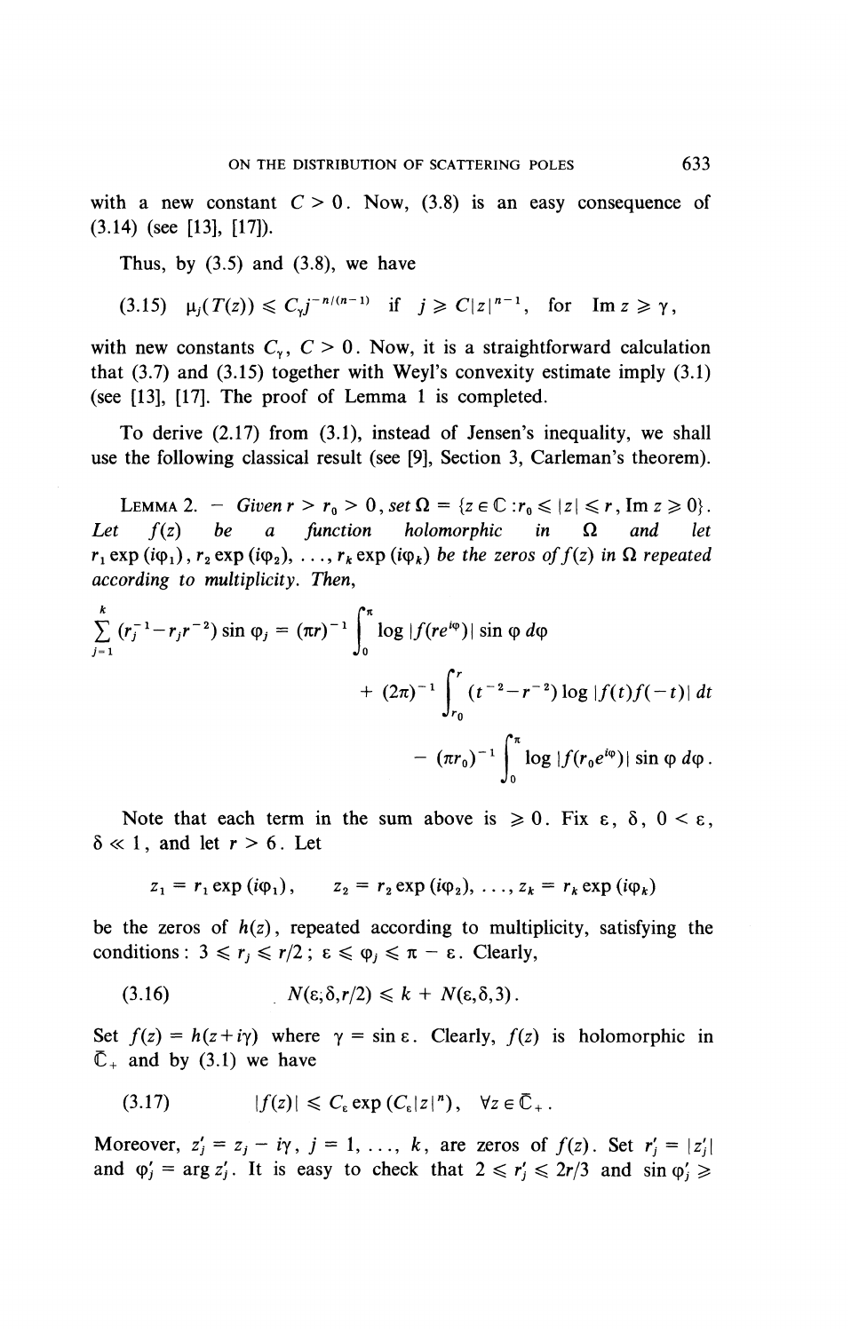with a new constant $C > 0$. Now, (3.8) is an easy consequence of (3.14) (see [13], [17]).

Thus, by (3.5) and (3.8), we have

$$\mu_j(T(z)) \leqslant C_\gamma j^{-n/(n-1)} \quad \text{if} \quad j \geqslant C|z|^{n-1}, \quad \text{for} \quad \operatorname{Im} z \geqslant \gamma, \tag{3.15}$$

with new constants $C_\gamma$, $C > 0$. Now, it is a straightforward calculation that (3.7) and (3.15) together with Weyl's convexity estimate imply (3.1) (see [13], [17]. The proof of Lemma 1 is completed.

To derive (2.17) from (3.1), instead of Jensen's inequality, we shall use the following classical result (see [9], Section 3, Carleman's theorem).

LEMMA 2. — *Given $r > r_0 > 0$, set $\Omega = \{z \in \mathbb{C} : r_0 \leqslant |z| \leqslant r, \operatorname{Im} z \geqslant 0\}$. Let $f(z)$ be a function holomorphic in $\Omega$ and let $r_1 \exp(i\varphi_1), r_2 \exp(i\varphi_2), \ldots, r_k \exp(i\varphi_k)$ be the zeros of $f(z)$ in $\Omega$ repeated according to multiplicity. Then,*

$$\sum_{j=1}^{k} (r_j^{-1} - r_j r^{-2}) \sin \varphi_j = (\pi r)^{-1} \int_0^\pi \log |f(re^{i\varphi})| \sin \varphi \, d\varphi + (2\pi)^{-1} \int_{r_0}^{r} (t^{-2} - r^{-2}) \log |f(t) f(-t)| \, dt - (\pi r_0)^{-1} \int_0^\pi \log |f(r_0 e^{i\varphi})| \sin \varphi \, d\varphi .$$

Note that each term in the sum above is $\geqslant 0$. Fix $\varepsilon$, $\delta$, $0 < \varepsilon$, $\delta \ll 1$, and let $r > 6$. Let

$$z_1 = r_1 \exp(i\varphi_1), \qquad z_2 = r_2 \exp(i\varphi_2), \ldots, z_k = r_k \exp(i\varphi_k)$$

be the zeros of $h(z)$, repeated according to multiplicity, satisfying the conditions: $3 \leqslant r_j \leqslant r/2$; $\varepsilon \leqslant \varphi_j \leqslant \pi - \varepsilon$. Clearly,

$$N(\varepsilon, \delta, r/2) \leqslant k + N(\varepsilon, \delta, 3). \tag{3.16}$$

Set $f(z) = h(z + i\gamma)$ where $\gamma = \sin \varepsilon$. Clearly, $f(z)$ is holomorphic in $\overline{\mathbb{C}}_+$ and by (3.1) we have

$$|f(z)| \leqslant C_\varepsilon \exp(C_\varepsilon |z|^n), \quad \forall z \in \overline{\mathbb{C}}_+ . \tag{3.17}$$

Moreover, $z_j' = z_j - i\gamma$, $j = 1, \ldots, k$, are zeros of $f(z)$. Set $r_j' = |z_j'|$ and $\varphi_j' = \arg z_j'$. It is easy to check that $2 \leqslant r_j' \leqslant 2r/3$ and $\sin \varphi_j' \geqslant$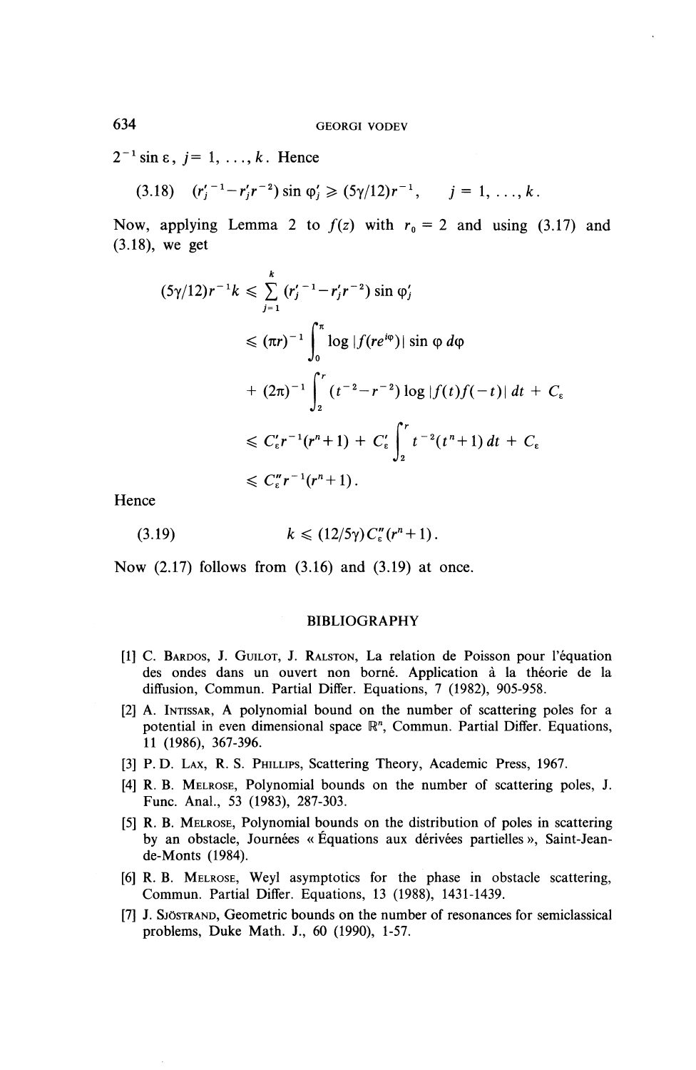$2^{-1} \sin \varepsilon$, $j = 1, \ldots, k$. Hence

$$(3.18) \quad (r_j'^{-1} - r_j' r^{-2}) \sin \varphi_j' \geqslant (5\gamma/12) r^{-1}, \qquad j = 1, \ldots, k.$$

Now, applying Lemma 2 to $f(z)$ with $r_0 = 2$ and using (3.17) and (3.18), we get

$$\begin{aligned}
(5\gamma/12) r^{-1} k &\leqslant \sum_{j=1}^{k} (r_j'^{-1} - r_j' r^{-2}) \sin \varphi_j' \\
&\leqslant (\pi r)^{-1} \int_0^\pi \log |f(re^{i\varphi})| \sin \varphi \, d\varphi \\
&\quad + (2\pi)^{-1} \int_2^r (t^{-2} - r^{-2}) \log |f(t) f(-t)| \, dt + C_\varepsilon \\
&\leqslant C_\varepsilon' r^{-1} (r^n + 1) + C_\varepsilon' \int_2^r t^{-2} (t^n + 1) \, dt + C_\varepsilon \\
&\leqslant C_\varepsilon'' r^{-1} (r^n + 1).
\end{aligned}$$

Hence

$$(3.19) \qquad k \leqslant (12/5\gamma) C_\varepsilon'' (r^n + 1).$$

Now (2.17) follows from (3.16) and (3.19) at once.

## BIBLIOGRAPHY

[1] C. Bardos, J. Guilot, J. Ralston, La relation de Poisson pour l'équation des ondes dans un ouvert non borné. Application à la théorie de la diffusion, Commun. Partial Differ. Equations, 7 (1982), 905-958.

[2] A. Intissar, A polynomial bound on the number of scattering poles for a potential in even dimensional space $\mathbb{R}^n$, Commun. Partial Differ. Equations, 11 (1986), 367-396.

[3] P. D. Lax, R. S. Phillips, Scattering Theory, Academic Press, 1967.

[4] R. B. Melrose, Polynomial bounds on the number of scattering poles, J. Func. Anal., 53 (1983), 287-303.

[5] R. B. Melrose, Polynomial bounds on the distribution of poles in scattering by an obstacle, Journées « Équations aux dérivées partielles », Saint-Jean-de-Monts (1984).

[6] R. B. Melrose, Weyl asymptotics for the phase in obstacle scattering, Commun. Partial Differ. Equations, 13 (1988), 1431-1439.

[7] J. Sjöstrand, Geometric bounds on the number of resonances for semiclassical problems, Duke Math. J., 60 (1990), 1-57.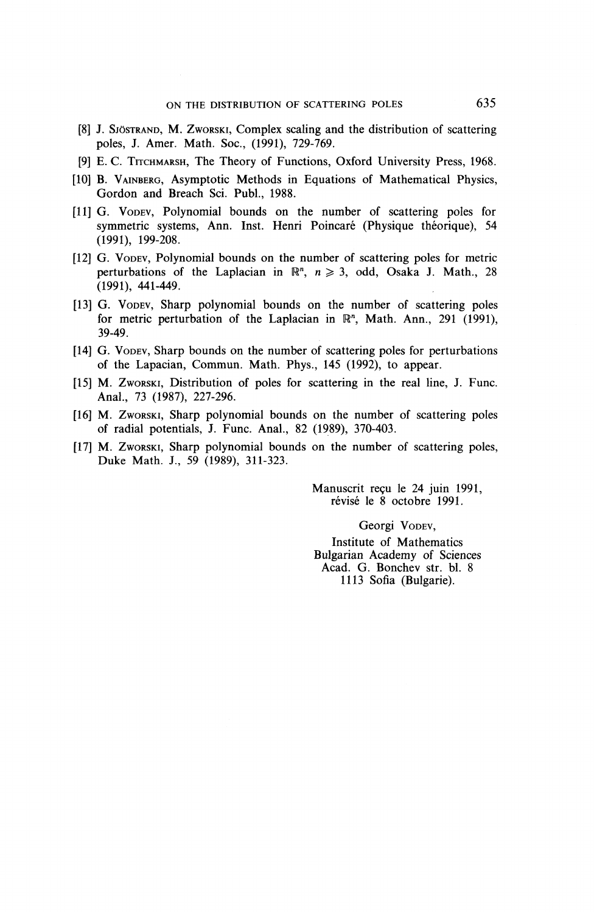[8] J. Sjöstrand, M. Zworski, Complex scaling and the distribution of scattering poles, J. Amer. Math. Soc., (1991), 729-769.

[9] E. C. Titchmarsh, The Theory of Functions, Oxford University Press, 1968.

[10] B. Vainberg, Asymptotic Methods in Equations of Mathematical Physics, Gordon and Breach Sci. Publ., 1988.

[11] G. Vodev, Polynomial bounds on the number of scattering poles for symmetric systems, Ann. Inst. Henri Poincaré (Physique théorique), 54 (1991), 199-208.

[12] G. Vodev, Polynomial bounds on the number of scattering poles for metric perturbations of the Laplacian in $\mathbb{R}^n$, $n \geqslant 3$, odd, Osaka J. Math., 28 (1991), 441-449.

[13] G. Vodev, Sharp polynomial bounds on the number of scattering poles for metric perturbation of the Laplacian in $\mathbb{R}^n$, Math. Ann., 291 (1991), 39-49.

[14] G. Vodev, Sharp bounds on the number of scattering poles for perturbations of the Lapacian, Commun. Math. Phys., 145 (1992), to appear.

[15] M. Zworski, Distribution of poles for scattering in the real line, J. Func. Anal., 73 (1987), 227-296.

[16] M. Zworski, Sharp polynomial bounds on the number of scattering poles of radial potentials, J. Func. Anal., 82 (1989), 370-403.

[17] M. Zworski, Sharp polynomial bounds on the number of scattering poles, Duke Math. J., 59 (1989), 311-323.

Manuscrit reçu le 24 juin 1991,
révisé le 8 octobre 1991.

Georgi Vodev,
Institute of Mathematics
Bulgarian Academy of Sciences
Acad. G. Bonchev str. bl. 8
1113 Sofia (Bulgarie).